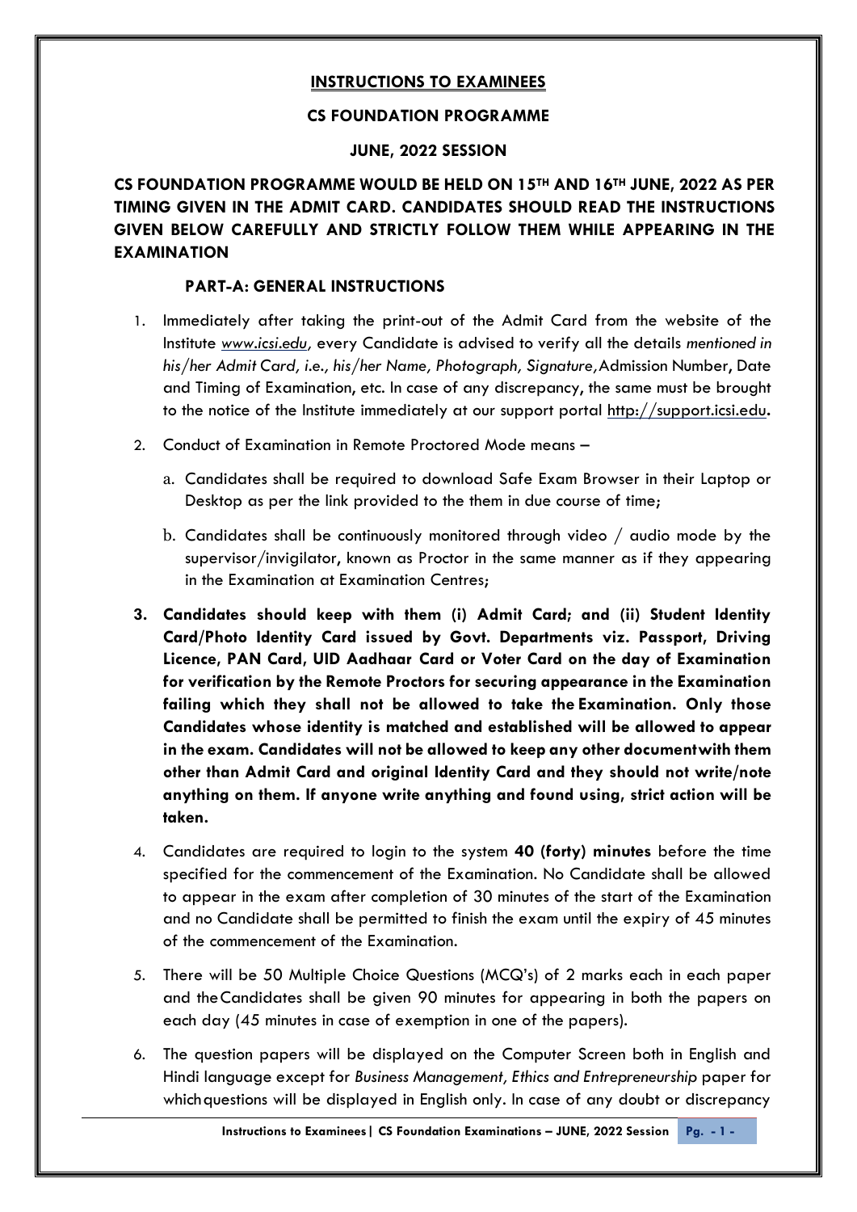# INSTRUCTIONS TO EXAMINEES

## CS FOUNDATION PROGRAMME

## JUNE, 2022 SESSION

**CS FOUNDATION PROGRAMME WOULD BE HELD ON 15TH AND 16TH JUNE, 2022 AS PER TIMING GIVEN IN THE ADMIT CARD. CANDIDATES SHOULD READ THE INSTRUCTIONS GIVEN BELOW CAREFULLY AND STRICTLY FOLLOW THEM WHILE APPEARING IN THE EXAMINATION**

### PART-A: GENERAL INSTRUCTIONS

1. Immediately after taking the print-out of the Admit Card from the website of the Institute *www.icsi.edu*, every Candidate is advised to verify all the details *mentioned in his/her Admit Card, i.e., his/her Name, Photograph, Signature,* Admission Number, Date and Timing of Examination, etc. In case of any discrepancy, the same must be brought to the notice of the Institute immediately at our support portal http://support.icsi.edu.

2. Conduct of Examination in Remote Proctored Mode means –

   a. Candidates shall be required to download Safe Exam Browser in their Laptop or Desktop as per the link provided to the them in due course of time;

   b. Candidates shall be continuously monitored through video / audio mode by the supervisor/invigilator, known as Proctor in the same manner as if they appearing in the Examination at Examination Centres;

3. **Candidates should keep with them (i) Admit Card; and (ii) Student Identity Card/Photo Identity Card issued by Govt. Departments viz. Passport, Driving Licence, PAN Card, UID Aadhaar Card or Voter Card on the day of Examination for verification by the Remote Proctors for securing appearance in the Examination failing which they shall not be allowed to take the Examination. Only those Candidates whose identity is matched and established will be allowed to appear in the exam. Candidates will not be allowed to keep any other document with them other than Admit Card and original Identity Card and they should not write/note anything on them. If anyone write anything and found using, strict action will be taken.**

4. Candidates are required to login to the system **40 (forty) minutes** before the time specified for the commencement of the Examination. No Candidate shall be allowed to appear in the exam after completion of 30 minutes of the start of the Examination and no Candidate shall be permitted to finish the exam until the expiry of 45 minutes of the commencement of the Examination.

5. There will be 50 Multiple Choice Questions (MCQ's) of 2 marks each in each paper and the Candidates shall be given 90 minutes for appearing in both the papers on each day (45 minutes in case of exemption in one of the papers).

6. The question papers will be displayed on the Computer Screen both in English and Hindi language except for *Business Management, Ethics and Entrepreneurship* paper for which questions will be displayed in English only. In case of any doubt or discrepancy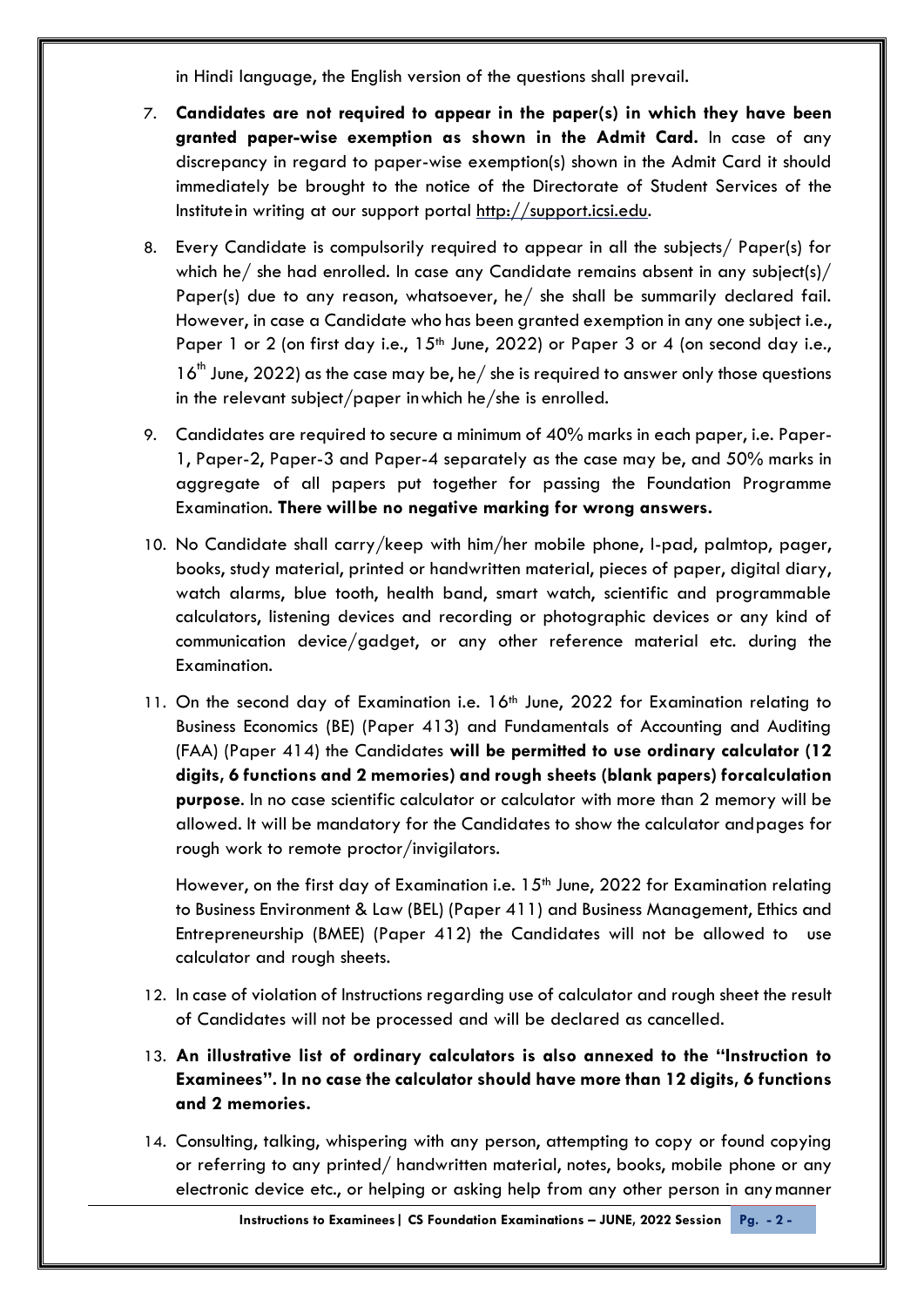in Hindi language, the English version of the questions shall prevail.

7. **Candidates are not required to appear in the paper(s) in which they have been granted paper-wise exemption as shown in the Admit Card.** In case of any discrepancy in regard to paper-wise exemption(s) shown in the Admit Card it should immediately be brought to the notice of the Directorate of Student Services of the Institute in writing at our support portal http://support.icsi.edu.

8. Every Candidate is compulsorily required to appear in all the subjects/ Paper(s) for which he/ she had enrolled. In case any Candidate remains absent in any subject(s)/ Paper(s) due to any reason, whatsoever, he/ she shall be summarily declared fail. However, in case a Candidate who has been granted exemption in any one subject i.e., Paper 1 or 2 (on first day i.e., 15th June, 2022) or Paper 3 or 4 (on second day i.e., 16th June, 2022) as the case may be, he/ she is required to answer only those questions in the relevant subject/paper in which he/she is enrolled.

9. Candidates are required to secure a minimum of 40% marks in each paper, i.e. Paper-1, Paper-2, Paper-3 and Paper-4 separately as the case may be, and 50% marks in aggregate of all papers put together for passing the Foundation Programme Examination. **There will be no negative marking for wrong answers.**

10. No Candidate shall carry/keep with him/her mobile phone, I-pad, palmtop, pager, books, study material, printed or handwritten material, pieces of paper, digital diary, watch alarms, blue tooth, health band, smart watch, scientific and programmable calculators, listening devices and recording or photographic devices or any kind of communication device/gadget, or any other reference material etc. during the Examination.

11. On the second day of Examination i.e. 16th June, 2022 for Examination relating to Business Economics (BE) (Paper 413) and Fundamentals of Accounting and Auditing (FAA) (Paper 414) the Candidates **will be permitted to use ordinary calculator (12 digits, 6 functions and 2 memories) and rough sheets (blank papers) for calculation purpose**. In no case scientific calculator or calculator with more than 2 memory will be allowed. It will be mandatory for the Candidates to show the calculator and pages for rough work to remote proctor/invigilators.

    However, on the first day of Examination i.e. 15th June, 2022 for Examination relating to Business Environment & Law (BEL) (Paper 411) and Business Management, Ethics and Entrepreneurship (BMEE) (Paper 412) the Candidates will not be allowed to use calculator and rough sheets.

12. In case of violation of Instructions regarding use of calculator and rough sheet the result of Candidates will not be processed and will be declared as cancelled.

13. **An illustrative list of ordinary calculators is also annexed to the "Instruction to Examinees". In no case the calculator should have more than 12 digits, 6 functions and 2 memories.**

14. Consulting, talking, whispering with any person, attempting to copy or found copying or referring to any printed/ handwritten material, notes, books, mobile phone or any electronic device etc., or helping or asking help from any other person in any manner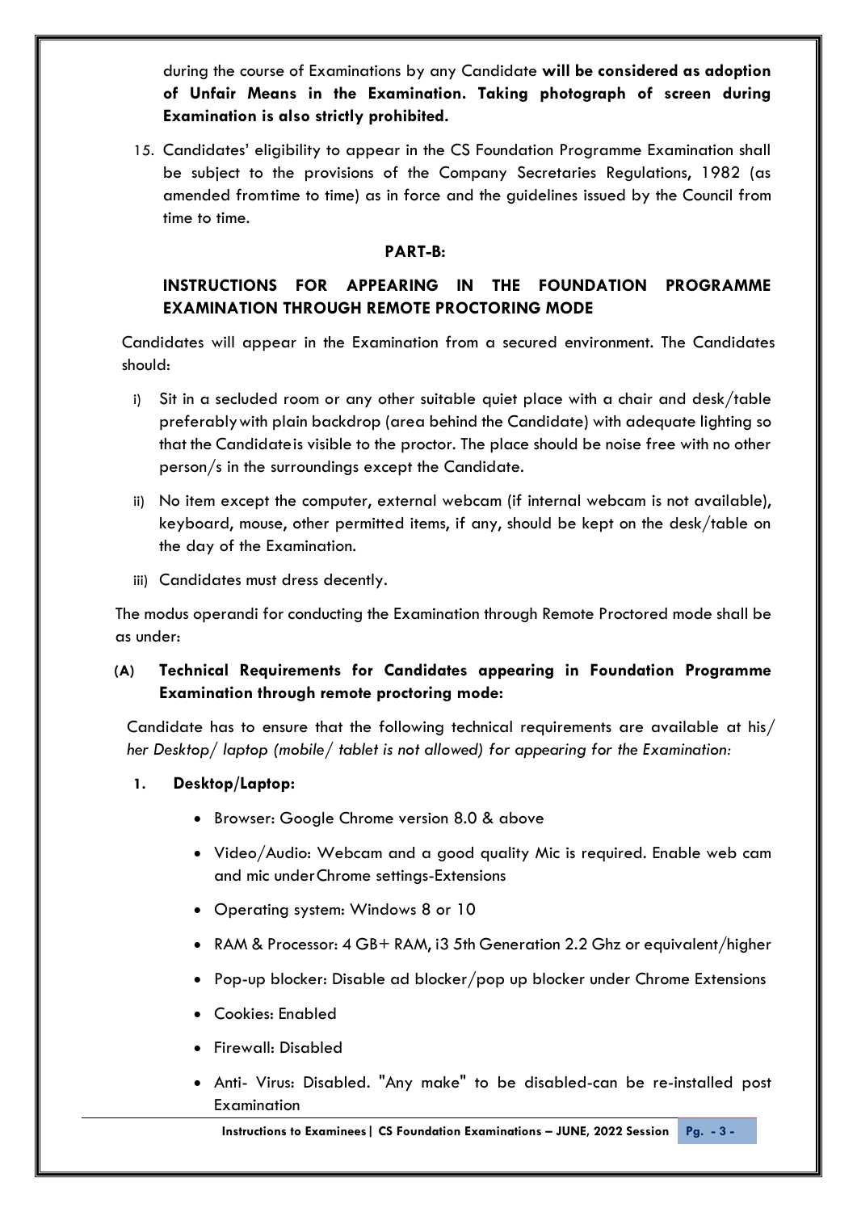during the course of Examinations by any Candidate **will be considered as adoption of Unfair Means in the Examination. Taking photograph of screen during Examination is also strictly prohibited.**

15. Candidates' eligibility to appear in the CS Foundation Programme Examination shall be subject to the provisions of the Company Secretaries Regulations, 1982 (as amended from time to time) as in force and the guidelines issued by the Council from time to time.

## PART-B:

## INSTRUCTIONS FOR APPEARING IN THE FOUNDATION PROGRAMME EXAMINATION THROUGH REMOTE PROCTORING MODE

Candidates will appear in the Examination from a secured environment. The Candidates should:

i) Sit in a secluded room or any other suitable quiet place with a chair and desk/table preferably with plain backdrop (area behind the Candidate) with adequate lighting so that the Candidate is visible to the proctor. The place should be noise free with no other person/s in the surroundings except the Candidate.

ii) No item except the computer, external webcam (if internal webcam is not available), keyboard, mouse, other permitted items, if any, should be kept on the desk/table on the day of the Examination.

iii) Candidates must dress decently.

The modus operandi for conducting the Examination through Remote Proctored mode shall be as under:

### (A) Technical Requirements for Candidates appearing in Foundation Programme Examination through remote proctoring mode:

Candidate has to ensure that the following technical requirements are available at his/ *her Desktop/ laptop (mobile/ tablet is not allowed) for appearing for the Examination:*

1. **Desktop/Laptop:**

- Browser: Google Chrome version 8.0 & above
- Video/Audio: Webcam and a good quality Mic is required. Enable web cam and mic under Chrome settings-Extensions
- Operating system: Windows 8 or 10
- RAM & Processor: 4 GB+ RAM, i3 5th Generation 2.2 Ghz or equivalent/higher
- Pop-up blocker: Disable ad blocker/pop up blocker under Chrome Extensions
- Cookies: Enabled
- Firewall: Disabled
- Anti- Virus: Disabled. "Any make" to be disabled-can be re-installed post Examination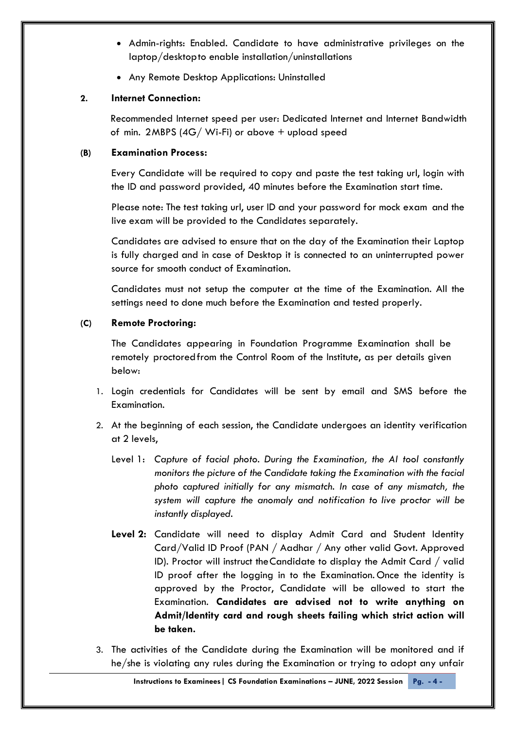- Admin-rights: Enabled. Candidate to have administrative privileges on the laptop/desktopto enable installation/uninstallations
- Any Remote Desktop Applications: Uninstalled

**2. Internet Connection:**

Recommended Internet speed per user: Dedicated Internet and Internet Bandwidth of min. 2MBPS (4G/ Wi-Fi) or above + upload speed

**(B) Examination Process:**

Every Candidate will be required to copy and paste the test taking url, login with the ID and password provided, 40 minutes before the Examination start time.

Please note: The test taking url, user ID and your password for mock exam and the live exam will be provided to the Candidates separately.

Candidates are advised to ensure that on the day of the Examination their Laptop is fully charged and in case of Desktop it is connected to an uninterrupted power source for smooth conduct of Examination.

Candidates must not setup the computer at the time of the Examination. All the settings need to done much before the Examination and tested properly.

**(C) Remote Proctoring:**

The Candidates appearing in Foundation Programme Examination shall be remotely proctoredfrom the Control Room of the Institute, as per details given below:

1. Login credentials for Candidates will be sent by email and SMS before the Examination.
2. At the beginning of each session, the Candidate undergoes an identity verification at 2 levels,

   Level 1: *Capture of facial photo. During the Examination, the AI tool constantly monitors the picture of the Candidate taking the Examination with the facial photo captured initially for any mismatch. In case of any mismatch, the system will capture the anomaly and notification to live proctor will be instantly displayed.*

   **Level 2:** Candidate will need to display Admit Card and Student Identity Card/Valid ID Proof (PAN / Aadhar / Any other valid Govt. Approved ID). Proctor will instruct theCandidate to display the Admit Card / valid ID proof after the logging in to the Examination. Once the identity is approved by the Proctor, Candidate will be allowed to start the Examination. **Candidates are advised not to write anything on Admit/Identity card and rough sheets failing which strict action will be taken.**

3. The activities of the Candidate during the Examination will be monitored and if he/she is violating any rules during the Examination or trying to adopt any unfair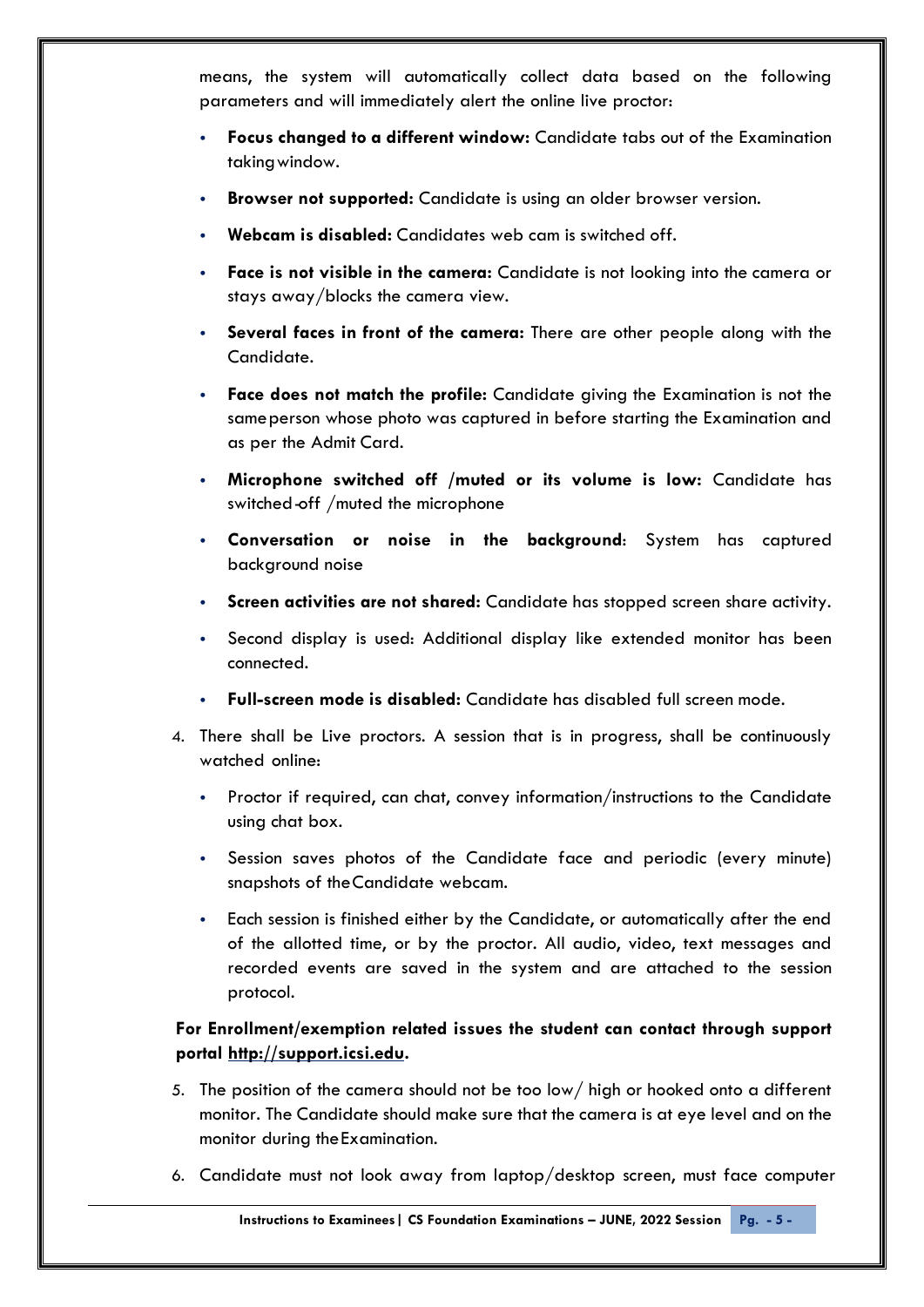means, the system will automatically collect data based on the following parameters and will immediately alert the online live proctor:

- **Focus changed to a different window:** Candidate tabs out of the Examination taking window.
- **Browser not supported:** Candidate is using an older browser version.
- **Webcam is disabled:** Candidates web cam is switched off.
- **Face is not visible in the camera:** Candidate is not looking into the camera or stays away/blocks the camera view.
- **Several faces in front of the camera:** There are other people along with the Candidate.
- **Face does not match the profile:** Candidate giving the Examination is not the same person whose photo was captured in before starting the Examination and as per the Admit Card.
- **Microphone switched off /muted or its volume is low:** Candidate has switched-off /muted the microphone
- **Conversation or noise in the background**: System has captured background noise
- **Screen activities are not shared:** Candidate has stopped screen share activity.
- Second display is used: Additional display like extended monitor has been connected.
- **Full-screen mode is disabled:** Candidate has disabled full screen mode.

4. There shall be Live proctors. A session that is in progress, shall be continuously watched online:
   - Proctor if required, can chat, convey information/instructions to the Candidate using chat box.
   - Session saves photos of the Candidate face and periodic (every minute) snapshots of the Candidate webcam.
   - Each session is finished either by the Candidate, or automatically after the end of the allotted time, or by the proctor. All audio, video, text messages and recorded events are saved in the system and are attached to the session protocol.

**For Enrollment/exemption related issues the student can contact through support portal [http://support.icsi.edu](http://support.icsi.edu).**

5. The position of the camera should not be too low/ high or hooked onto a different monitor. The Candidate should make sure that the camera is at eye level and on the monitor during the Examination.
6. Candidate must not look away from laptop/desktop screen, must face computer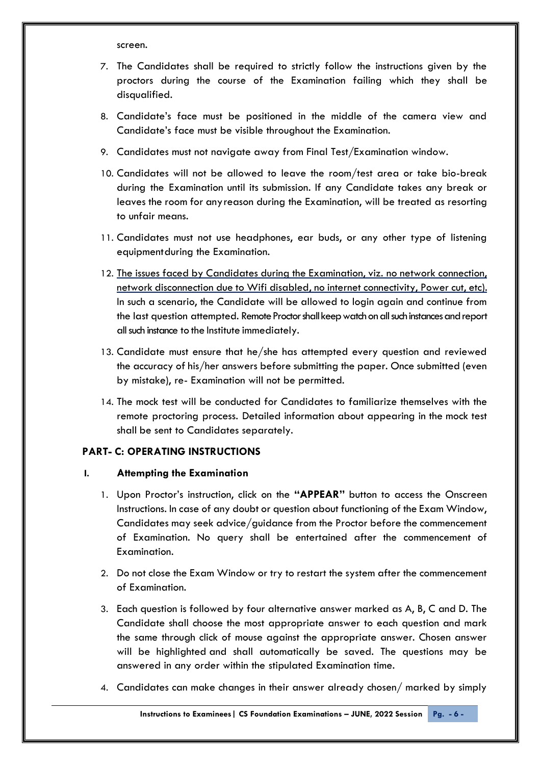screen.

7. The Candidates shall be required to strictly follow the instructions given by the proctors during the course of the Examination failing which they shall be disqualified.

8. Candidate's face must be positioned in the middle of the camera view and Candidate's face must be visible throughout the Examination.

9. Candidates must not navigate away from Final Test/Examination window.

10. Candidates will not be allowed to leave the room/test area or take bio-break during the Examination until its submission. If any Candidate takes any break or leaves the room for any reason during the Examination, will be treated as resorting to unfair means.

11. Candidates must not use headphones, ear buds, or any other type of listening equipment during the Examination.

12. The issues faced by Candidates during the Examination, viz. no network connection, network disconnection due to Wifi disabled, no internet connectivity, Power cut, etc). In such a scenario, the Candidate will be allowed to login again and continue from the last question attempted. Remote Proctor shall keep watch on all such instances and report all such instance to the Institute immediately.

13. Candidate must ensure that he/she has attempted every question and reviewed the accuracy of his/her answers before submitting the paper. Once submitted (even by mistake), re- Examination will not be permitted.

14. The mock test will be conducted for Candidates to familiarize themselves with the remote proctoring process. Detailed information about appearing in the mock test shall be sent to Candidates separately.

## PART- C: OPERATING INSTRUCTIONS

### I. Attempting the Examination

1. Upon Proctor's instruction, click on the **"APPEAR"** button to access the Onscreen Instructions. In case of any doubt or question about functioning of the Exam Window, Candidates may seek advice/guidance from the Proctor before the commencement of Examination. No query shall be entertained after the commencement of Examination.

2. Do not close the Exam Window or try to restart the system after the commencement of Examination.

3. Each question is followed by four alternative answer marked as A, B, C and D. The Candidate shall choose the most appropriate answer to each question and mark the same through click of mouse against the appropriate answer. Chosen answer will be highlighted and shall automatically be saved. The questions may be answered in any order within the stipulated Examination time.

4. Candidates can make changes in their answer already chosen/ marked by simply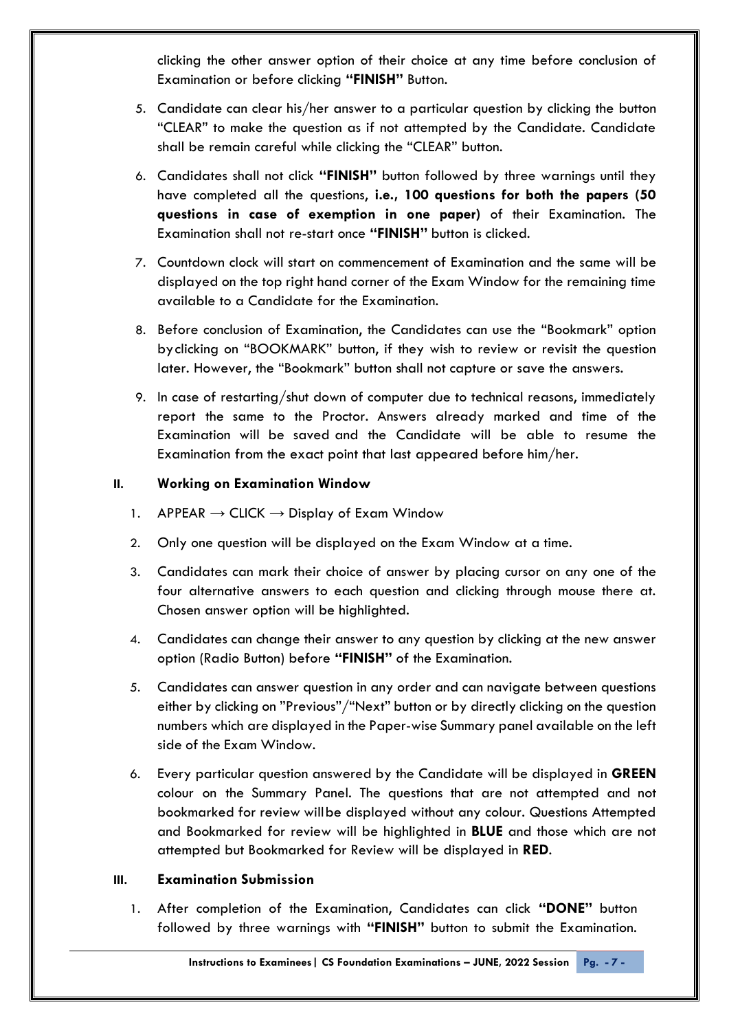clicking the other answer option of their choice at any time before conclusion of Examination or before clicking **"FINISH"** Button.

5. Candidate can clear his/her answer to a particular question by clicking the button "CLEAR" to make the question as if not attempted by the Candidate. Candidate shall be remain careful while clicking the "CLEAR" button.
6. Candidates shall not click **"FINISH"** button followed by three warnings until they have completed all the questions, **i.e., 100 questions for both the papers (50 questions in case of exemption in one paper)** of their Examination. The Examination shall not re-start once **"FINISH"** button is clicked.
7. Countdown clock will start on commencement of Examination and the same will be displayed on the top right hand corner of the Exam Window for the remaining time available to a Candidate for the Examination.
8. Before conclusion of Examination, the Candidates can use the "Bookmark" option by clicking on "BOOKMARK" button, if they wish to review or revisit the question later. However, the "Bookmark" button shall not capture or save the answers.
9. In case of restarting/shut down of computer due to technical reasons, immediately report the same to the Proctor. Answers already marked and time of the Examination will be saved and the Candidate will be able to resume the Examination from the exact point that last appeared before him/her.

## II. Working on Examination Window

1. APPEAR → CLICK → Display of Exam Window
2. Only one question will be displayed on the Exam Window at a time.
3. Candidates can mark their choice of answer by placing cursor on any one of the four alternative answers to each question and clicking through mouse there at. Chosen answer option will be highlighted.
4. Candidates can change their answer to any question by clicking at the new answer option (Radio Button) before **"FINISH"** of the Examination.
5. Candidates can answer question in any order and can navigate between questions either by clicking on "Previous"/"Next" button or by directly clicking on the question numbers which are displayed in the Paper-wise Summary panel available on the left side of the Exam Window.
6. Every particular question answered by the Candidate will be displayed in **GREEN** colour on the Summary Panel. The questions that are not attempted and not bookmarked for review will be displayed without any colour. Questions Attempted and Bookmarked for review will be highlighted in **BLUE** and those which are not attempted but Bookmarked for Review will be displayed in **RED**.

## III. Examination Submission

1. After completion of the Examination, Candidates can click **"DONE"** button followed by three warnings with **"FINISH"** button to submit the Examination.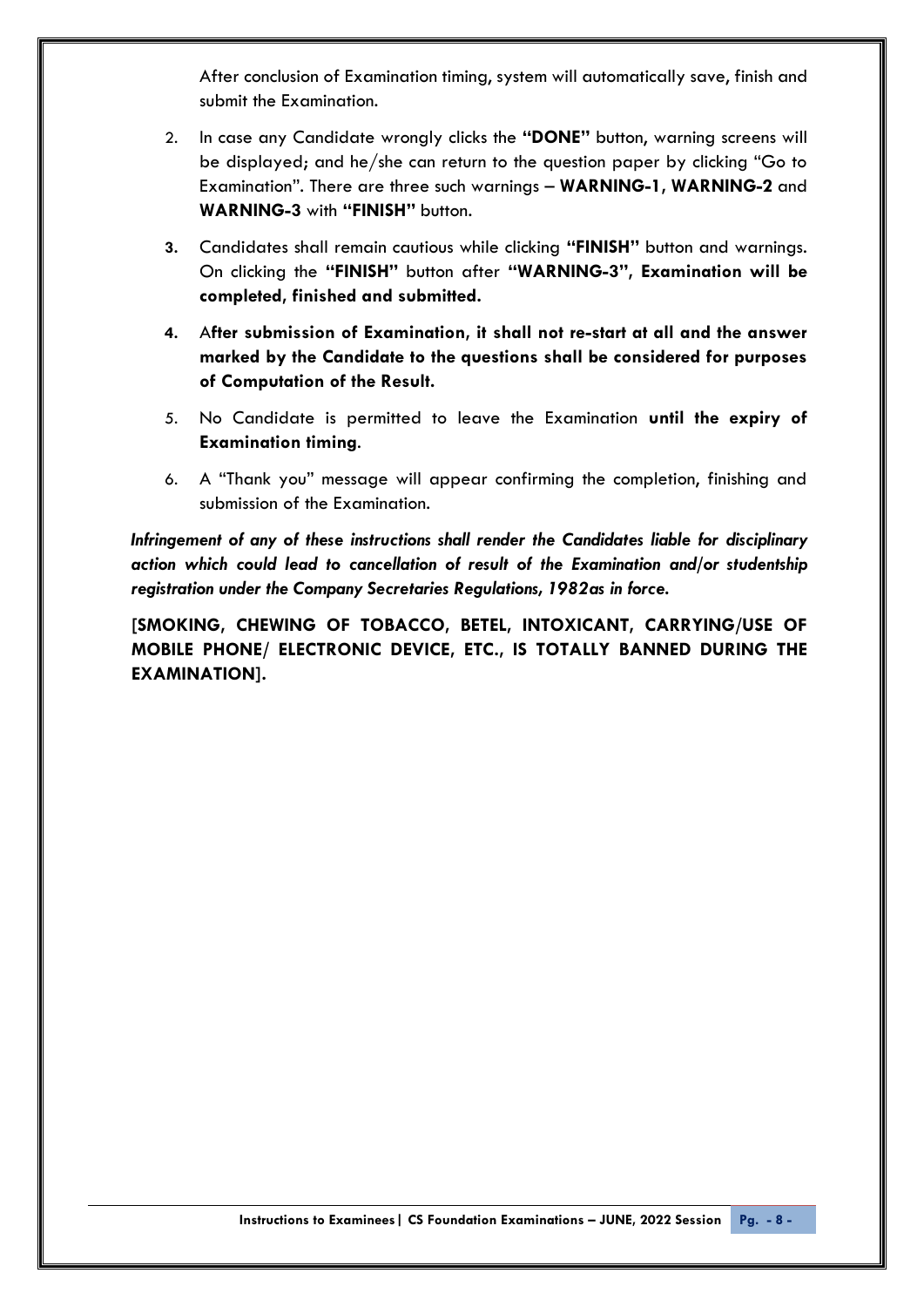After conclusion of Examination timing, system will automatically save, finish and submit the Examination.

2. In case any Candidate wrongly clicks the **"DONE"** button, warning screens will be displayed; and he/she can return to the question paper by clicking "Go to Examination". There are three such warnings – **WARNING-1, WARNING-2** and **WARNING-3** with **"FINISH"** button.

3. Candidates shall remain cautious while clicking **"FINISH"** button and warnings. On clicking the **"FINISH"** button after **"WARNING-3", Examination will be completed, finished and submitted.**

4. A**fter submission of Examination, it shall not re-start at all and the answer marked by the Candidate to the questions shall be considered for purposes of Computation of the Result.**

5. No Candidate is permitted to leave the Examination **until the expiry of Examination timing**.

6. A "Thank you" message will appear confirming the completion, finishing and submission of the Examination.

***Infringement of any of these instructions shall render the Candidates liable for disciplinary action which could lead to cancellation of result of the Examination and/or studentship registration under the Company Secretaries Regulations, 1982as in force.***

**[SMOKING, CHEWING OF TOBACCO, BETEL, INTOXICANT, CARRYING/USE OF MOBILE PHONE/ ELECTRONIC DEVICE, ETC., IS TOTALLY BANNED DURING THE EXAMINATION].**